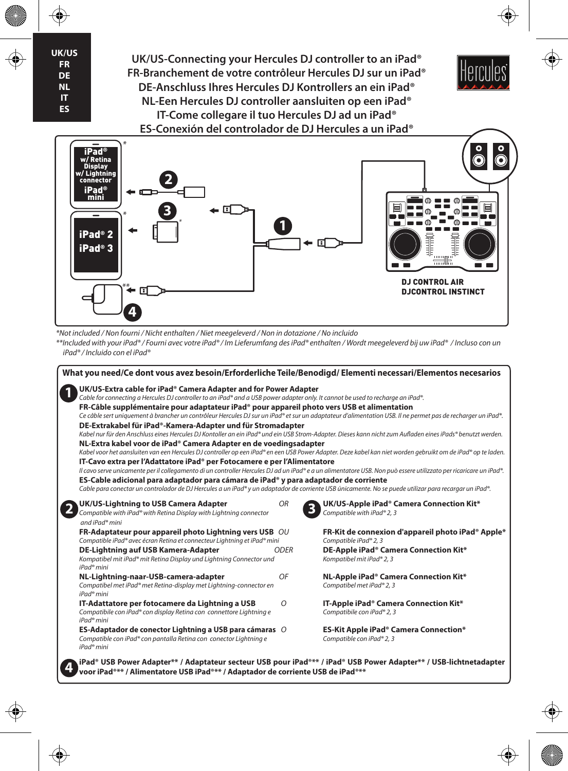UK/US
FR
DE
NL
IT
ES

# UK/US-Connecting your Hercules DJ controller to an iPad®
# FR-Branchement de votre contrôleur Hercules DJ sur un iPad®
# DE-Anschluss Ihres Hercules DJ Kontrollers an ein iPad®
# NL-Een Hercules DJ controller aansluiten op een iPad®
# IT-Come collegare il tuo Hercules DJ ad un iPad®
# ES-Conexión del controlador de DJ Hercules a un iPad®

iPad® w/ Retina Display w/ Lightning connector
iPad® mini

iPad® 2
iPad® 3

DJ CONTROL AIR
DJCONTROL INSTINCT

*Not included / Non fourni / Nicht enthalten / Niet meegeleverd / Non in dotazione / No incluido

**Included with your iPad® / Fourni avec votre iPad® / Im Lieferumfang des iPad® enthalten / Wordt meegeleverd bij uw iPad® / Incluso con un iPad® / Incluido con el iPad®

## What you need/Ce dont vous avez besoin/Erforderliche Teile/Benodigd/ Elementi necessari/Elementos necesarios

**1**

**UK/US-Extra cable for iPad® Camera Adapter and for Power Adapter**
*Cable for connecting a Hercules DJ controller to an iPad® and a USB power adapter only. It cannot be used to recharge an iPad®.*

**FR-Câble supplémentaire pour adaptateur iPad® pour appareil photo vers USB et alimentation**
*Ce câble sert uniquement à brancher un contrôleur Hercules DJ sur un iPad® et sur un adaptateur d'alimentation USB. Il ne permet pas de recharger un iPad®.*

**DE-Extrakabel für iPad®-Kamera-Adapter und für Stromadapter**
*Kabel nur für den Anschluss eines Hercules DJ Kontoller an ein iPad® und ein USB Strom-Adapter. Dieses kann nicht zum Aufladen eines iPads® benutzt werden.*

**NL-Extra kabel voor de iPad® Camera Adapter en de voedingsadapter**
*Kabel voor het aansluiten van een Hercules DJ controller op een iPad® en een USB Power Adapter. Deze kabel kan niet worden gebruikt om de iPad® op te laden.*

**IT-Cavo extra per l'Adattatore iPad® per Fotocamere e per l'Alimentatore**
*Il cavo serve unicamente per il collegamento di un controller Hercules DJ ad un iPad® e a un alimentatore USB. Non può essere utilizzato per ricaricare un iPad®.*

**ES-Cable adicional para adaptador para cámara de iPad® y para adaptador de corriente**
*Cable para conectar un controlador de DJ Hercules a un iPad® y un adaptador de corriente USB únicamente. No se puede utilizar para recargar un iPad®.*

**2**

**UK/US-Lightning to USB Camera Adapter** *OR*
*Compatible with iPad® with Retina Display with Lightning connector and iPad® mini*

**FR-Adaptateur pour appareil photo Lightning vers USB** *OU*
*Compatible iPad® avec écran Retina et connecteur Lightning et iPad® mini*

**DE-Lightning auf USB Kamera-Adapter** *ODER*
*Kompatibel mit iPad® mit Retina Display und Lightning Connector und iPad® mini*

**NL-Lightning-naar-USB-camera-adapter** *OF*
*Compatibel met iPad® met Retina-display met Lightning-connector en iPad® mini*

**IT-Adattatore per fotocamere da Lightning a USB** *O*
*Compatibile con iPad® con display Retina con connettore Lightning e iPad® mini*

**ES-Adaptador de conector Lightning a USB para cámaras** *O*
*Compatible con iPad® con pantalla Retina con conector Lightning e iPad® mini*

**3**

**UK/US-Apple iPad® Camera Connection Kit***
*Compatible with iPad® 2, 3*

**FR-Kit de connexion d'appareil photo iPad® Apple***
*Compatible iPad® 2, 3*

**DE-Apple iPad® Camera Connection Kit***
*Kompatibel mit iPad® 2, 3*

**NL-Apple iPad® Camera Connection Kit***
*Compatibel met iPad® 2, 3*

**IT-Apple iPad® Camera Connection Kit***
*Compatibile con iPad® 2, 3*

**ES-Kit Apple iPad® Camera Connection***
*Compatible con iPad® 2, 3*

**4**

**iPad® USB Power Adapter** / Adaptateur secteur USB pour iPad®** / iPad® USB Power Adapter** / USB-lichtnetadapter voor iPad®** / Alimentatore USB iPad®** / Adaptador de corriente USB de iPad®****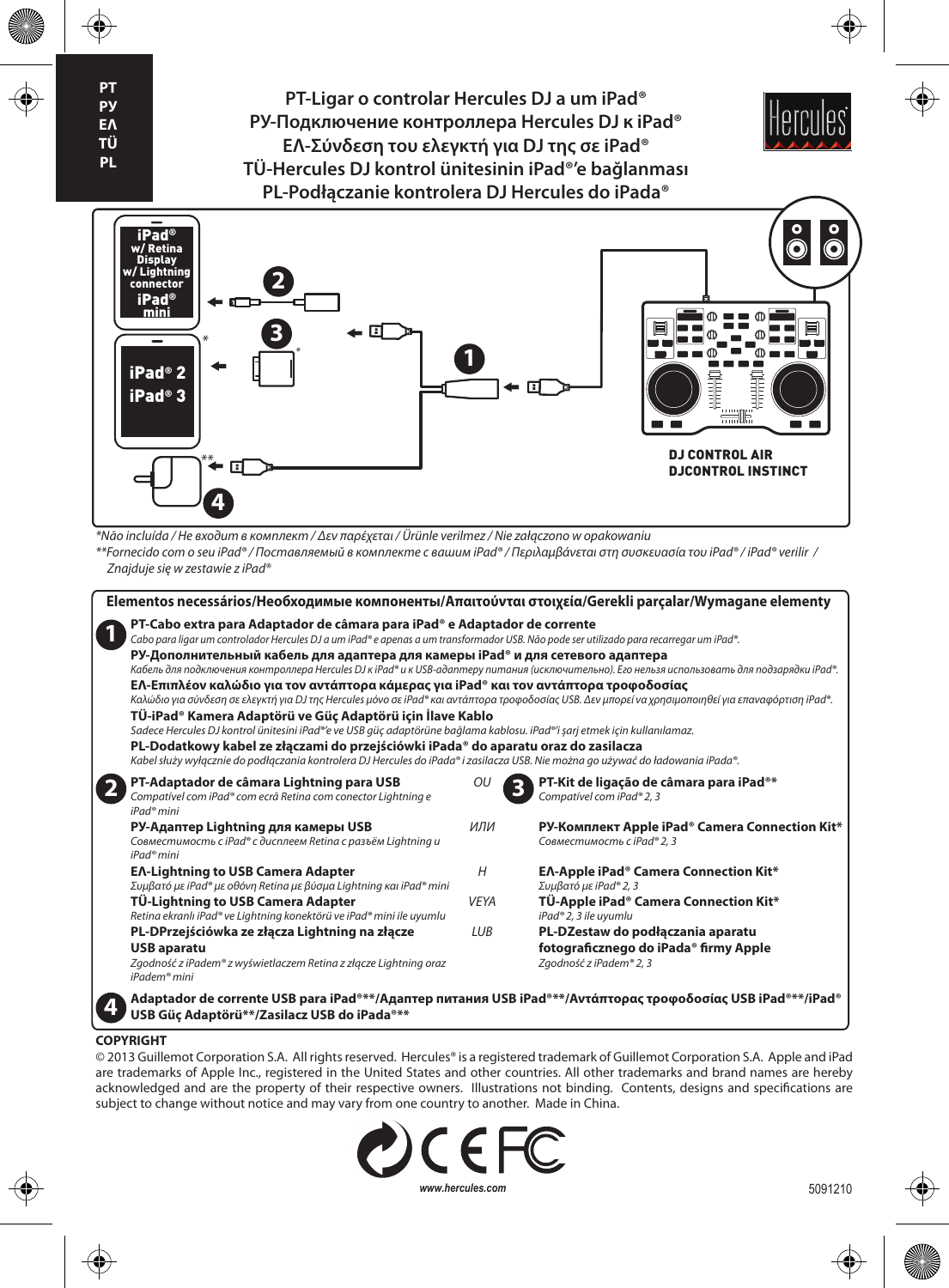PT
РУ
ΕΛ
TÜ
PL

# PT-Ligar o controlar Hercules DJ a um iPad®
# РУ-Подключение контроллера Hercules DJ к iPad®
# ΕΛ-Σύνδεση του ελεγκτή για DJ της σε iPad®
# TÜ-Hercules DJ kontrol ünitesinin iPad®'e bağlanması
# PL-Podłączanie kontrolera DJ Hercules do iPada®

iPad® w/ Retina Display w/ Lightning connector
iPad® mini

iPad® 2
iPad® 3

DJ CONTROL AIR
DJCONTROL INSTINCT

*Não incluída / Не входит в комплект / Δεν παρέχεται / Ürünle verilmez / Nie załączono w opakowaniu
**Fornecido com o seu iPad® / Поставляемый в комплекте с вашим iPad® / Περιλαμβάνεται στη συσκευασία του iPad® / iPad® verilir / Znajduje się w zestawie z iPad®

## Elementos necessários/Необходимые компоненты/Απαιτούνται στοιχεία/Gerekli parçalar/Wymagane elementy

**1**

**PT-Cabo extra para Adaptador de câmara para iPad® e Adaptador de corrente**
*Cabo para ligar um controlador Hercules DJ a um iPad® e apenas a um transformador USB. Não pode ser utilizado para recarregar um iPad®.*

**РУ-Дополнительный кабель для адаптера для камеры iPad® и для сетевого адаптера**
*Кабель для подключения контроллера Hercules DJ к iPad® и к USB-адаптеру питания (исключительно). Его нельзя использовать для подзарядки iPad®.*

**ΕΛ-Επιπλέον καλώδιο για τον αντάπτορα κάμερας για iPad® και τον αντάπτορα τροφοδοσίας**
*Καλώδιο για σύνδεση σε ελεγκτή για DJ της Hercules μόνο σε iPad® και αντάπτορα τροφοδοσίας USB. Δεν μπορεί να χρησιμοποιηθεί για επαναφόρτιση iPad®.*

**TÜ-iPad® Kamera Adaptörü ve Güç Adaptörü için İlave Kablo**
*Sadece Hercules DJ kontrol ünitesini iPad®'e ve USB güç adaptörüne bağlama kablosu. iPad®'i şarj etmek için kullanılamaz.*

**PL-Dodatkowy kabel ze złączami do przejściówki iPada® do aparatu oraz do zasilacza**
*Kabel służy wyłącznie do podłączania kontrolera DJ Hercules do iPada® i zasilacza USB. Nie można go używać do ładowania iPada®.*

| 2 | | 3 |
|---|---|---|
| **PT-Adaptador de câmara Lightning para USB** *Compatível com iPad® com ecrã Retina com conector Lightning e iPad® mini* | OU | **PT-Kit de ligação de câmara para iPad®*** *Compatível com iPad® 2, 3* |
| **РУ-Адаптер Lightning для камеры USB** *Совместимость с iPad® с дисплеем Retina с разъём Lightning и iPad® mini* | ИЛИ | **РУ-Комплект Apple iPad® Camera Connection Kit*** *Совместимость с iPad® 2, 3* |
| **ΕΛ-Lightning to USB Camera Adapter** *Συμβατό με iPad® με οθόνη Retina με βύσμα Lightning και iPad® mini* | Η | **ΕΛ-Apple iPad® Camera Connection Kit*** *Συμβατό με iPad® 2, 3* |
| **TÜ-Lightning to USB Camera Adapter** *Retina ekranlı iPad® ve Lightning konektörü ve iPad® mini ile uyumlu* | VEYA | **TÜ-Apple iPad® Camera Connection Kit*** *iPad® 2, 3 ile uyumlu* |
| **PL-DPrzejściówka ze złącza Lightning na złącze USB aparatu** *Zgodność z iPadem® z wyświetlaczem Retina z złącze Lightning oraz iPadem® mini* | LUB | **PL-DZestaw do podłączania aparatu fotograficznego do iPada® firmy Apple** *Zgodność z iPadem® 2, 3* |

**4**

**Adaptador de corrente USB para iPad®**/Адаптер питания USB iPad®**/Αντάπτορας τροφοδοσίας USB iPad®**/iPad® USB Güç Adaptörü**/Zasilacz USB do iPada®****

**COPYRIGHT**

© 2013 Guillemot Corporation S.A. All rights reserved. Hercules® is a registered trademark of Guillemot Corporation S.A. Apple and iPad are trademarks of Apple Inc., registered in the United States and other countries. All other trademarks and brand names are hereby acknowledged and are the property of their respective owners. Illustrations not binding. Contents, designs and specifications are subject to change without notice and may vary from one country to another. Made in China.

www.hercules.com

5091210